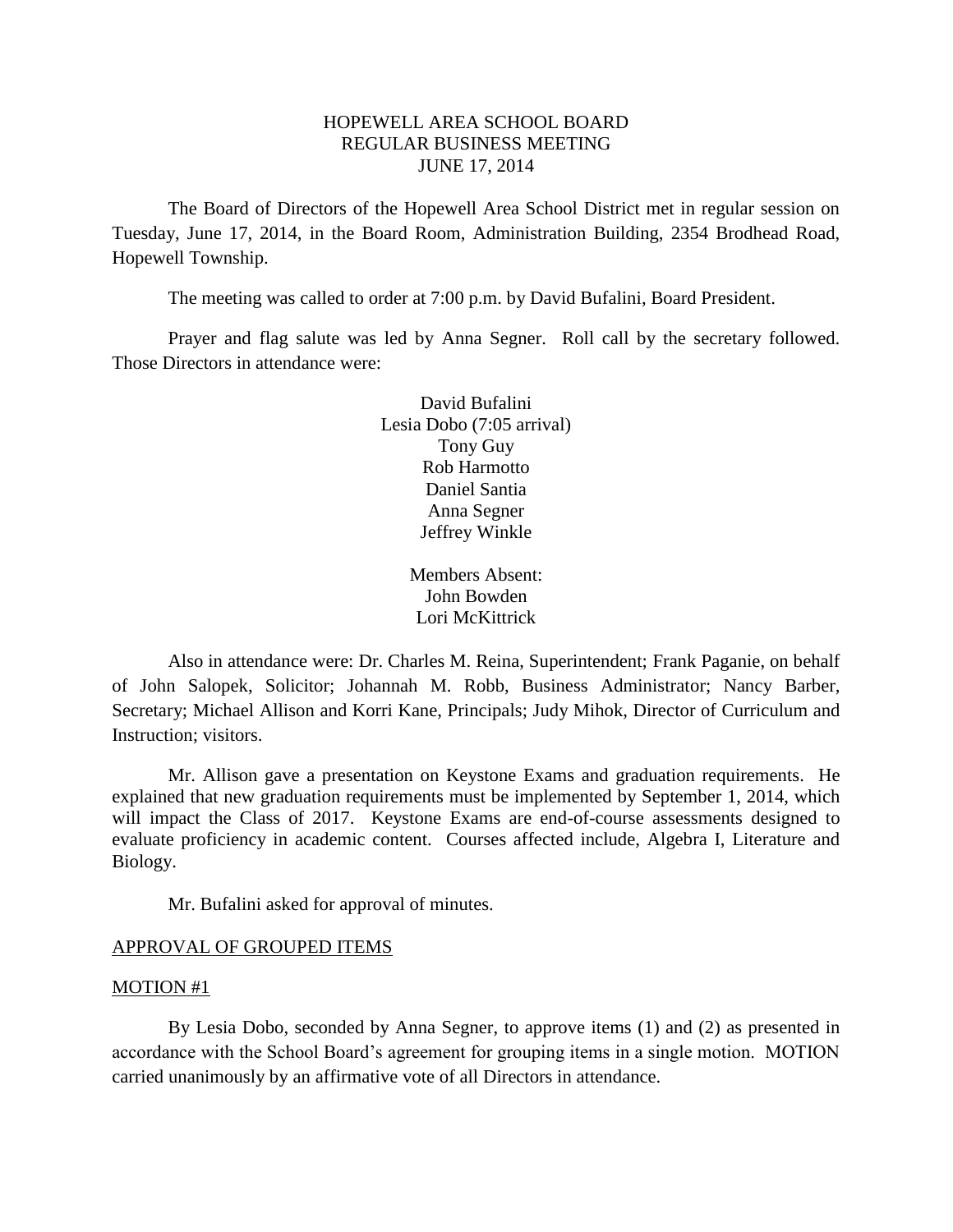HOPEWELL AREA SCHOOL BOARD
REGULAR BUSINESS MEETING
JUNE 17, 2014

The Board of Directors of the Hopewell Area School District met in regular session on Tuesday, June 17, 2014, in the Board Room, Administration Building, 2354 Brodhead Road, Hopewell Township.

The meeting was called to order at 7:00 p.m. by David Bufalini, Board President.

Prayer and flag salute was led by Anna Segner. Roll call by the secretary followed. Those Directors in attendance were:

David Bufalini
Lesia Dobo (7:05 arrival)
Tony Guy
Rob Harmotto
Daniel Santia
Anna Segner
Jeffrey Winkle

Members Absent:
John Bowden
Lori McKittrick

Also in attendance were: Dr. Charles M. Reina, Superintendent; Frank Paganie, on behalf of John Salopek, Solicitor; Johannah M. Robb, Business Administrator; Nancy Barber, Secretary; Michael Allison and Korri Kane, Principals; Judy Mihok, Director of Curriculum and Instruction; visitors.

Mr. Allison gave a presentation on Keystone Exams and graduation requirements. He explained that new graduation requirements must be implemented by September 1, 2014, which will impact the Class of 2017. Keystone Exams are end-of-course assessments designed to evaluate proficiency in academic content. Courses affected include, Algebra I, Literature and Biology.

Mr. Bufalini asked for approval of minutes.

APPROVAL OF GROUPED ITEMS

MOTION #1

By Lesia Dobo, seconded by Anna Segner, to approve items (1) and (2) as presented in accordance with the School Board's agreement for grouping items in a single motion. MOTION carried unanimously by an affirmative vote of all Directors in attendance.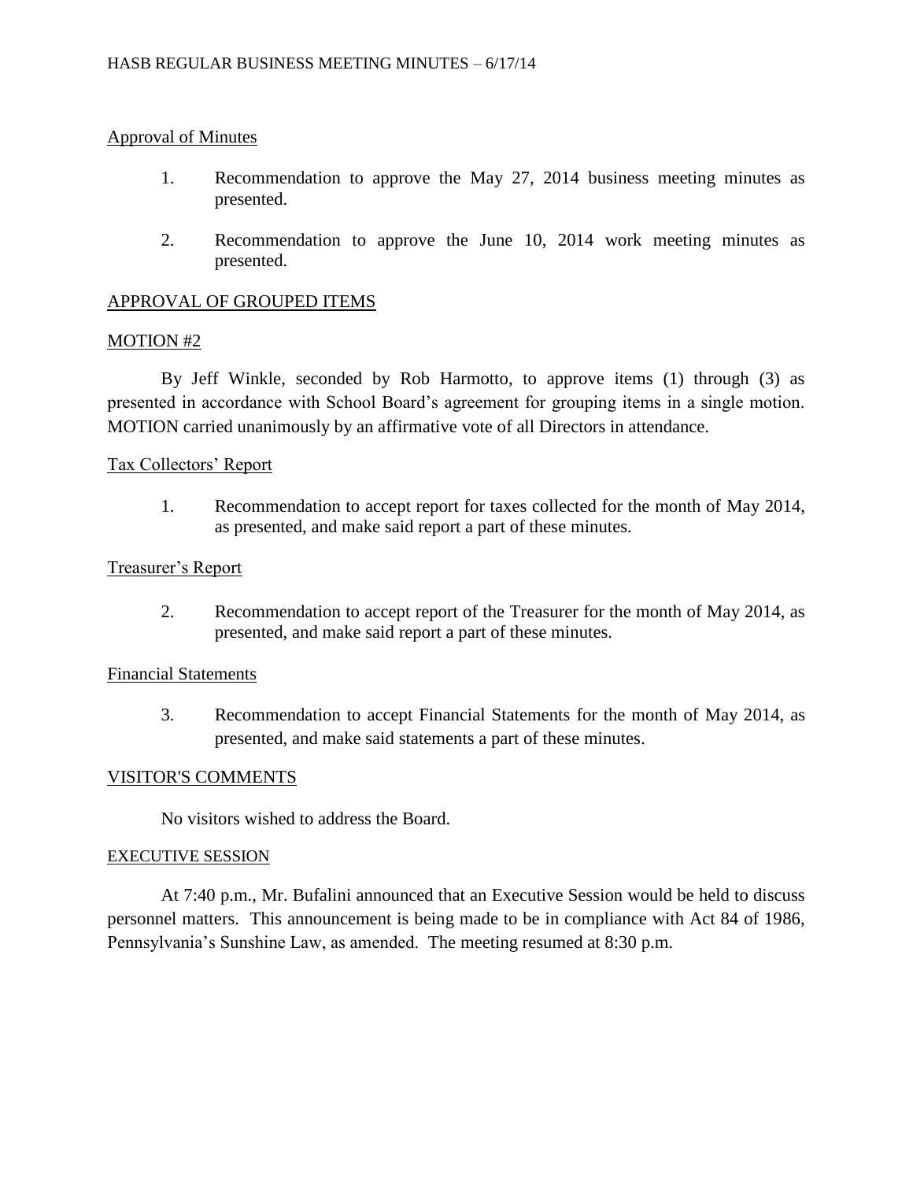## Approval of Minutes

1. Recommendation to approve the May 27, 2014 business meeting minutes as presented.

2. Recommendation to approve the June 10, 2014 work meeting minutes as presented.

## APPROVAL OF GROUPED ITEMS

### MOTION #2

By Jeff Winkle, seconded by Rob Harmotto, to approve items (1) through (3) as presented in accordance with School Board's agreement for grouping items in a single motion. MOTION carried unanimously by an affirmative vote of all Directors in attendance.

### Tax Collectors' Report

1. Recommendation to accept report for taxes collected for the month of May 2014, as presented, and make said report a part of these minutes.

### Treasurer's Report

2. Recommendation to accept report of the Treasurer for the month of May 2014, as presented, and make said report a part of these minutes.

### Financial Statements

3. Recommendation to accept Financial Statements for the month of May 2014, as presented, and make said statements a part of these minutes.

## VISITOR'S COMMENTS

No visitors wished to address the Board.

## EXECUTIVE SESSION

At 7:40 p.m., Mr. Bufalini announced that an Executive Session would be held to discuss personnel matters. This announcement is being made to be in compliance with Act 84 of 1986, Pennsylvania's Sunshine Law, as amended. The meeting resumed at 8:30 p.m.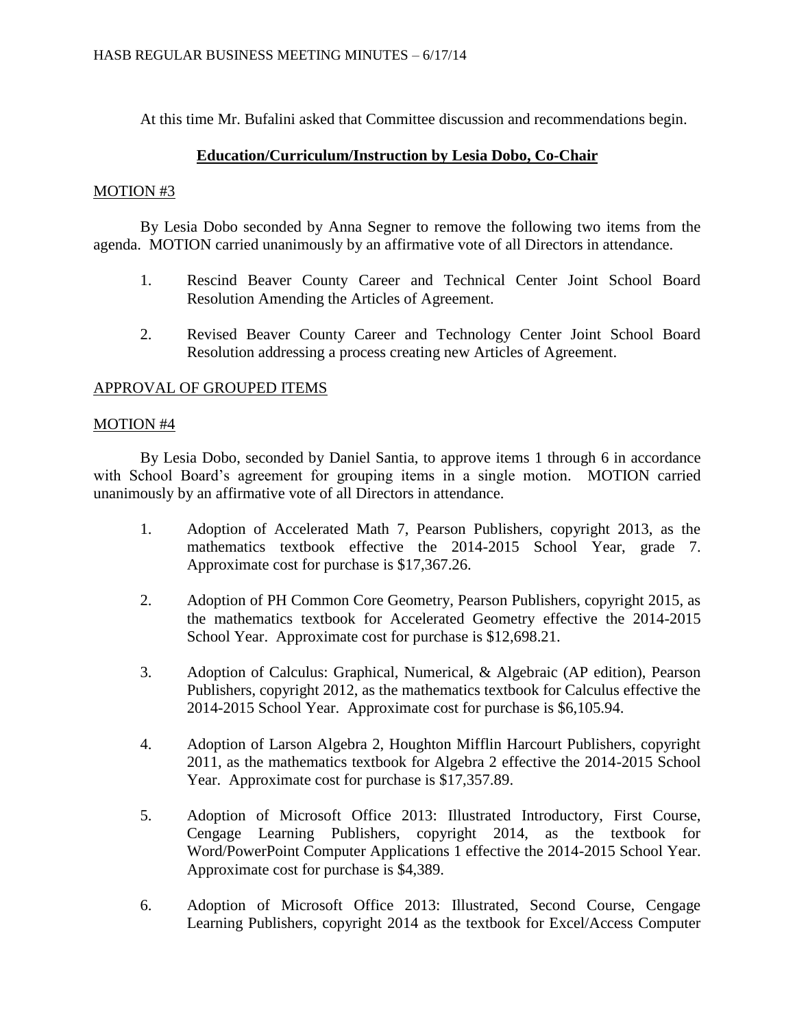At this time Mr. Bufalini asked that Committee discussion and recommendations begin.

## **Education/Curriculum/Instruction by Lesia Dobo, Co-Chair**

MOTION #3

By Lesia Dobo seconded by Anna Segner to remove the following two items from the agenda. MOTION carried unanimously by an affirmative vote of all Directors in attendance.

1. Rescind Beaver County Career and Technical Center Joint School Board Resolution Amending the Articles of Agreement.

2. Revised Beaver County Career and Technology Center Joint School Board Resolution addressing a process creating new Articles of Agreement.

APPROVAL OF GROUPED ITEMS

MOTION #4

By Lesia Dobo, seconded by Daniel Santia, to approve items 1 through 6 in accordance with School Board's agreement for grouping items in a single motion. MOTION carried unanimously by an affirmative vote of all Directors in attendance.

1. Adoption of Accelerated Math 7, Pearson Publishers, copyright 2013, as the mathematics textbook effective the 2014-2015 School Year, grade 7. Approximate cost for purchase is $17,367.26.

2. Adoption of PH Common Core Geometry, Pearson Publishers, copyright 2015, as the mathematics textbook for Accelerated Geometry effective the 2014-2015 School Year. Approximate cost for purchase is $12,698.21.

3. Adoption of Calculus: Graphical, Numerical, & Algebraic (AP edition), Pearson Publishers, copyright 2012, as the mathematics textbook for Calculus effective the 2014-2015 School Year. Approximate cost for purchase is $6,105.94.

4. Adoption of Larson Algebra 2, Houghton Mifflin Harcourt Publishers, copyright 2011, as the mathematics textbook for Algebra 2 effective the 2014-2015 School Year. Approximate cost for purchase is $17,357.89.

5. Adoption of Microsoft Office 2013: Illustrated Introductory, First Course, Cengage Learning Publishers, copyright 2014, as the textbook for Word/PowerPoint Computer Applications 1 effective the 2014-2015 School Year. Approximate cost for purchase is $4,389.

6. Adoption of Microsoft Office 2013: Illustrated, Second Course, Cengage Learning Publishers, copyright 2014 as the textbook for Excel/Access Computer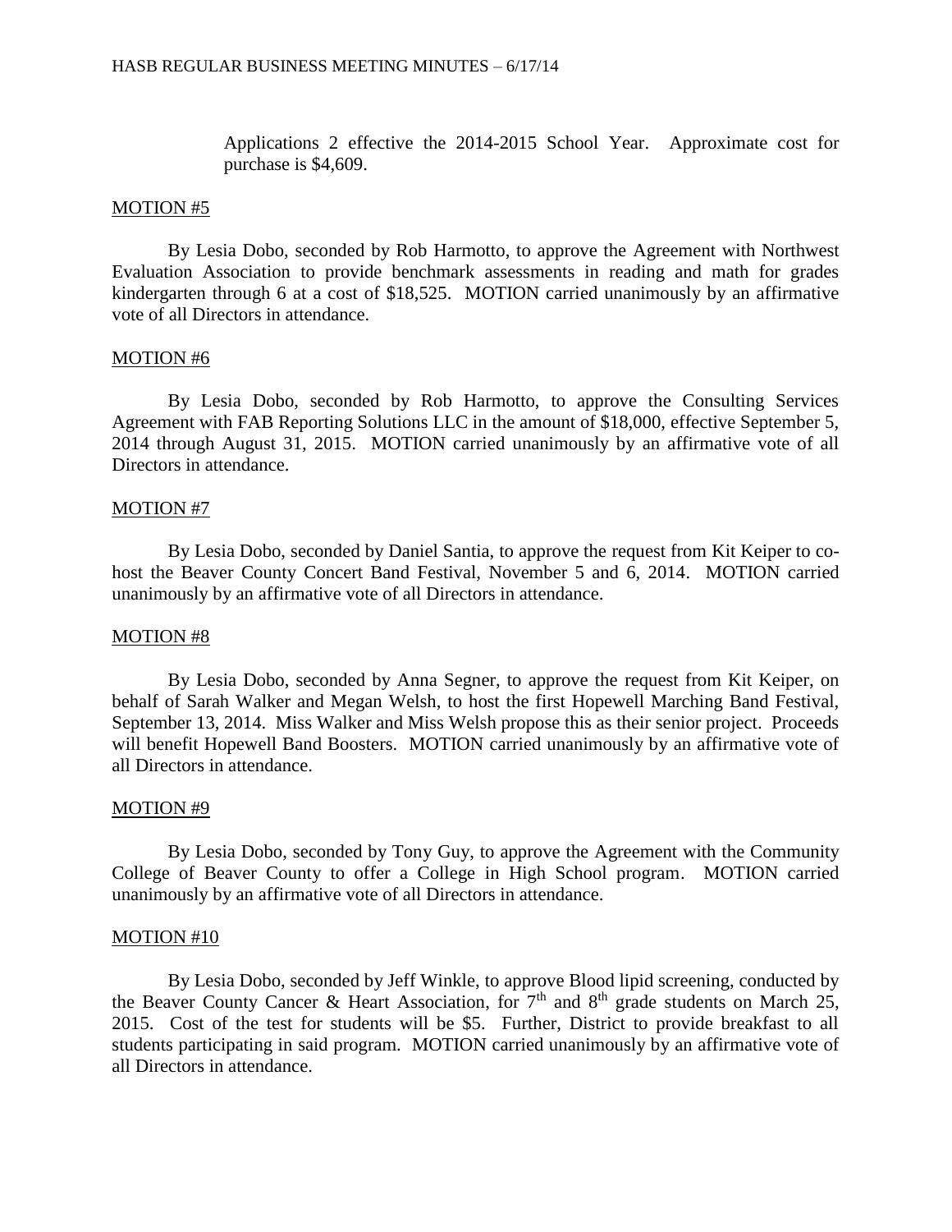Applications 2 effective the 2014-2015 School Year. Approximate cost for purchase is $4,609.

MOTION #5

By Lesia Dobo, seconded by Rob Harmotto, to approve the Agreement with Northwest Evaluation Association to provide benchmark assessments in reading and math for grades kindergarten through 6 at a cost of $18,525. MOTION carried unanimously by an affirmative vote of all Directors in attendance.

MOTION #6

By Lesia Dobo, seconded by Rob Harmotto, to approve the Consulting Services Agreement with FAB Reporting Solutions LLC in the amount of $18,000, effective September 5, 2014 through August 31, 2015. MOTION carried unanimously by an affirmative vote of all Directors in attendance.

MOTION #7

By Lesia Dobo, seconded by Daniel Santia, to approve the request from Kit Keiper to co-host the Beaver County Concert Band Festival, November 5 and 6, 2014. MOTION carried unanimously by an affirmative vote of all Directors in attendance.

MOTION #8

By Lesia Dobo, seconded by Anna Segner, to approve the request from Kit Keiper, on behalf of Sarah Walker and Megan Welsh, to host the first Hopewell Marching Band Festival, September 13, 2014. Miss Walker and Miss Welsh propose this as their senior project. Proceeds will benefit Hopewell Band Boosters. MOTION carried unanimously by an affirmative vote of all Directors in attendance.

MOTION #9

By Lesia Dobo, seconded by Tony Guy, to approve the Agreement with the Community College of Beaver County to offer a College in High School program. MOTION carried unanimously by an affirmative vote of all Directors in attendance.

MOTION #10

By Lesia Dobo, seconded by Jeff Winkle, to approve Blood lipid screening, conducted by the Beaver County Cancer & Heart Association, for 7th and 8th grade students on March 25, 2015. Cost of the test for students will be $5. Further, District to provide breakfast to all students participating in said program. MOTION carried unanimously by an affirmative vote of all Directors in attendance.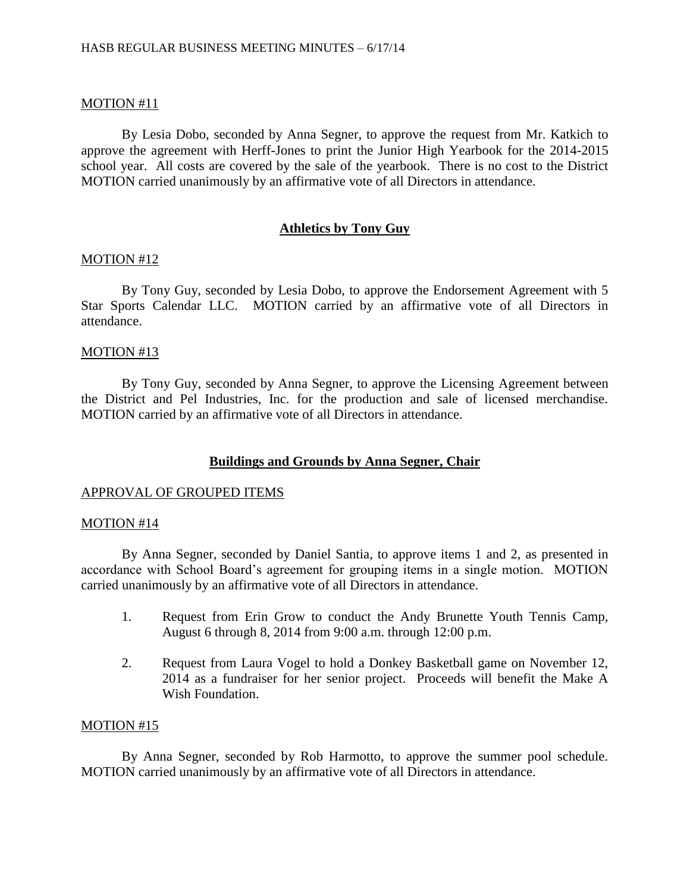MOTION #11

By Lesia Dobo, seconded by Anna Segner, to approve the request from Mr. Katkich to approve the agreement with Herff-Jones to print the Junior High Yearbook for the 2014-2015 school year. All costs are covered by the sale of the yearbook. There is no cost to the District MOTION carried unanimously by an affirmative vote of all Directors in attendance.

## **Athletics by Tony Guy**

MOTION #12

By Tony Guy, seconded by Lesia Dobo, to approve the Endorsement Agreement with 5 Star Sports Calendar LLC. MOTION carried by an affirmative vote of all Directors in attendance.

MOTION #13

By Tony Guy, seconded by Anna Segner, to approve the Licensing Agreement between the District and Pel Industries, Inc. for the production and sale of licensed merchandise. MOTION carried by an affirmative vote of all Directors in attendance.

## **Buildings and Grounds by Anna Segner, Chair**

APPROVAL OF GROUPED ITEMS

MOTION #14

By Anna Segner, seconded by Daniel Santia, to approve items 1 and 2, as presented in accordance with School Board's agreement for grouping items in a single motion. MOTION carried unanimously by an affirmative vote of all Directors in attendance.

1. Request from Erin Grow to conduct the Andy Brunette Youth Tennis Camp, August 6 through 8, 2014 from 9:00 a.m. through 12:00 p.m.

2. Request from Laura Vogel to hold a Donkey Basketball game on November 12, 2014 as a fundraiser for her senior project. Proceeds will benefit the Make A Wish Foundation.

MOTION #15

By Anna Segner, seconded by Rob Harmotto, to approve the summer pool schedule. MOTION carried unanimously by an affirmative vote of all Directors in attendance.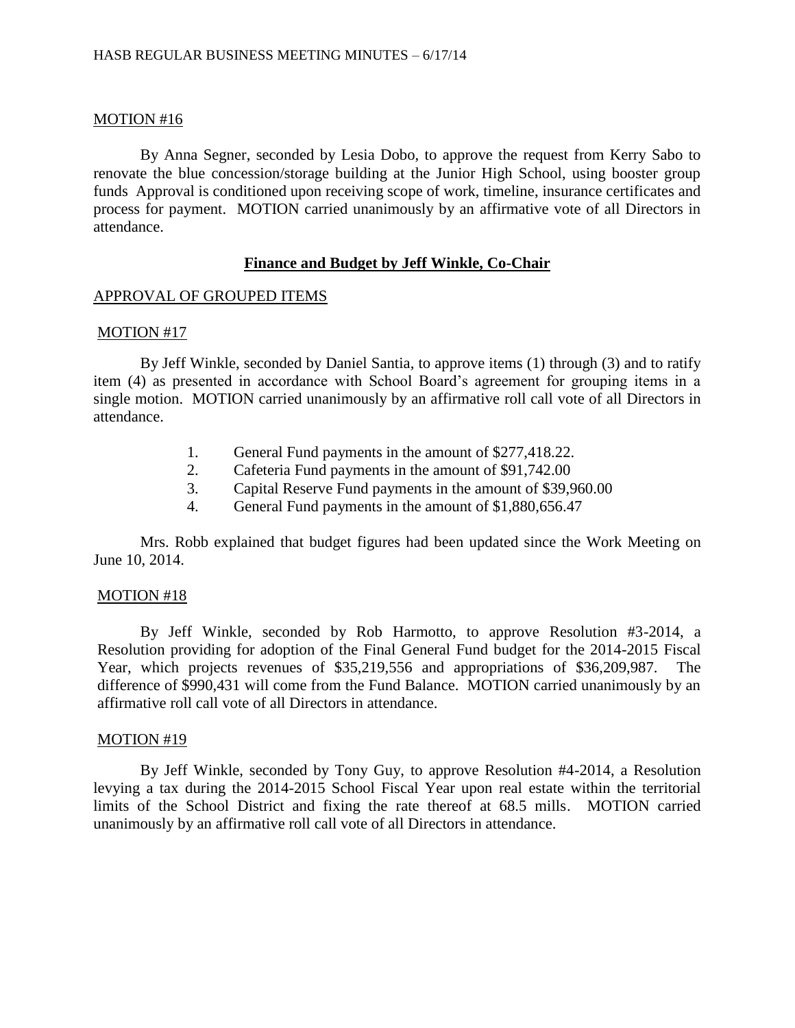MOTION #16

By Anna Segner, seconded by Lesia Dobo, to approve the request from Kerry Sabo to renovate the blue concession/storage building at the Junior High School, using booster group funds Approval is conditioned upon receiving scope of work, timeline, insurance certificates and process for payment. MOTION carried unanimously by an affirmative vote of all Directors in attendance.

## Finance and Budget by Jeff Winkle, Co-Chair

APPROVAL OF GROUPED ITEMS

MOTION #17

By Jeff Winkle, seconded by Daniel Santia, to approve items (1) through (3) and to ratify item (4) as presented in accordance with School Board's agreement for grouping items in a single motion. MOTION carried unanimously by an affirmative roll call vote of all Directors in attendance.

1. General Fund payments in the amount of $277,418.22.
2. Cafeteria Fund payments in the amount of $91,742.00
3. Capital Reserve Fund payments in the amount of $39,960.00
4. General Fund payments in the amount of $1,880,656.47

Mrs. Robb explained that budget figures had been updated since the Work Meeting on June 10, 2014.

MOTION #18

By Jeff Winkle, seconded by Rob Harmotto, to approve Resolution #3-2014, a Resolution providing for adoption of the Final General Fund budget for the 2014-2015 Fiscal Year, which projects revenues of $35,219,556 and appropriations of $36,209,987. The difference of $990,431 will come from the Fund Balance. MOTION carried unanimously by an affirmative roll call vote of all Directors in attendance.

MOTION #19

By Jeff Winkle, seconded by Tony Guy, to approve Resolution #4-2014, a Resolution levying a tax during the 2014-2015 School Fiscal Year upon real estate within the territorial limits of the School District and fixing the rate thereof at 68.5 mills. MOTION carried unanimously by an affirmative roll call vote of all Directors in attendance.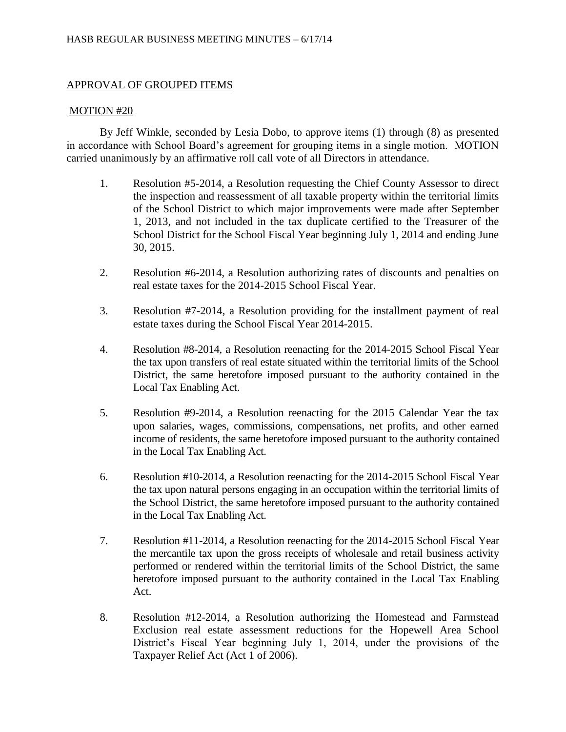APPROVAL OF GROUPED ITEMS

MOTION #20

By Jeff Winkle, seconded by Lesia Dobo, to approve items (1) through (8) as presented in accordance with School Board's agreement for grouping items in a single motion. MOTION carried unanimously by an affirmative roll call vote of all Directors in attendance.

1. Resolution #5-2014, a Resolution requesting the Chief County Assessor to direct the inspection and reassessment of all taxable property within the territorial limits of the School District to which major improvements were made after September 1, 2013, and not included in the tax duplicate certified to the Treasurer of the School District for the School Fiscal Year beginning July 1, 2014 and ending June 30, 2015.

2. Resolution #6-2014, a Resolution authorizing rates of discounts and penalties on real estate taxes for the 2014-2015 School Fiscal Year.

3. Resolution #7-2014, a Resolution providing for the installment payment of real estate taxes during the School Fiscal Year 2014-2015.

4. Resolution #8-2014, a Resolution reenacting for the 2014-2015 School Fiscal Year the tax upon transfers of real estate situated within the territorial limits of the School District, the same heretofore imposed pursuant to the authority contained in the Local Tax Enabling Act.

5. Resolution #9-2014, a Resolution reenacting for the 2015 Calendar Year the tax upon salaries, wages, commissions, compensations, net profits, and other earned income of residents, the same heretofore imposed pursuant to the authority contained in the Local Tax Enabling Act.

6. Resolution #10-2014, a Resolution reenacting for the 2014-2015 School Fiscal Year the tax upon natural persons engaging in an occupation within the territorial limits of the School District, the same heretofore imposed pursuant to the authority contained in the Local Tax Enabling Act.

7. Resolution #11-2014, a Resolution reenacting for the 2014-2015 School Fiscal Year the mercantile tax upon the gross receipts of wholesale and retail business activity performed or rendered within the territorial limits of the School District, the same heretofore imposed pursuant to the authority contained in the Local Tax Enabling Act.

8. Resolution #12-2014, a Resolution authorizing the Homestead and Farmstead Exclusion real estate assessment reductions for the Hopewell Area School District's Fiscal Year beginning July 1, 2014, under the provisions of the Taxpayer Relief Act (Act 1 of 2006).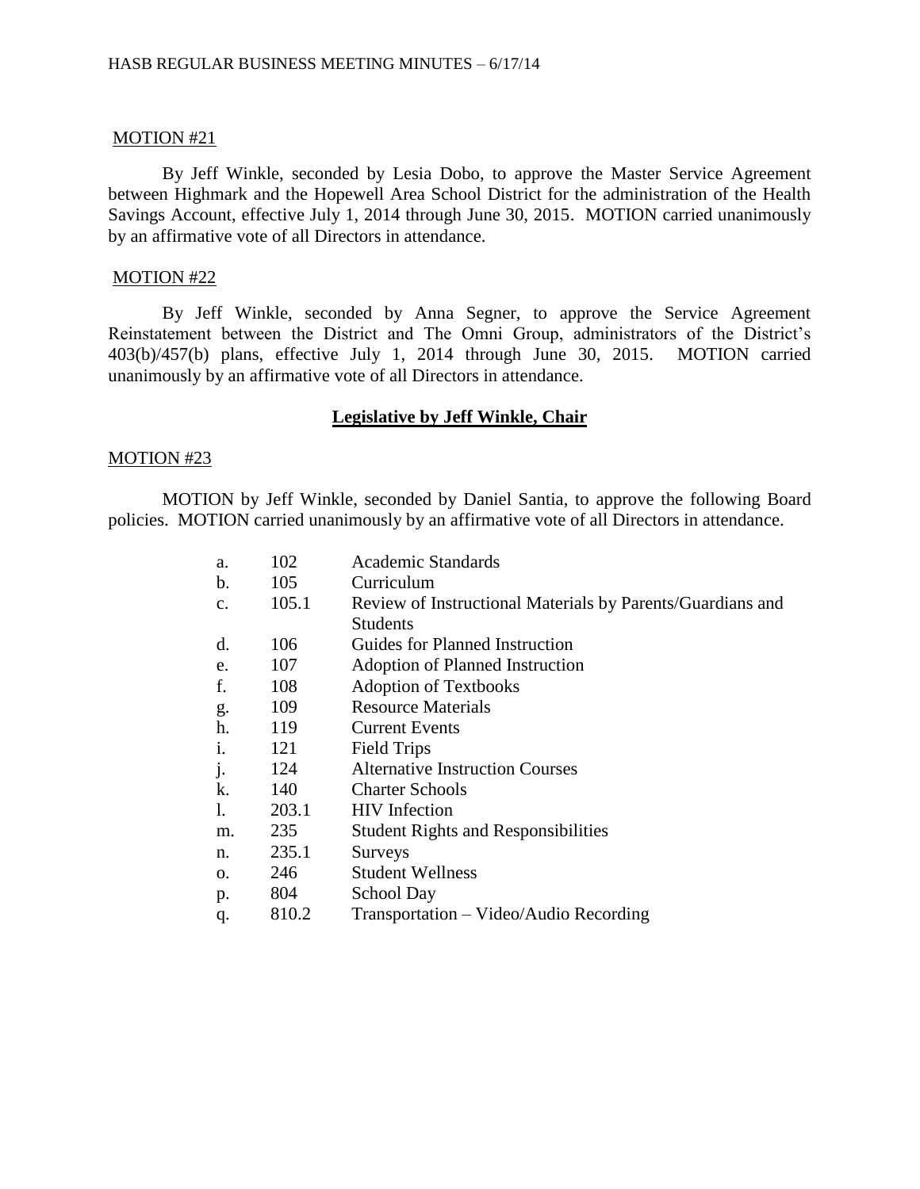MOTION #21

By Jeff Winkle, seconded by Lesia Dobo, to approve the Master Service Agreement between Highmark and the Hopewell Area School District for the administration of the Health Savings Account, effective July 1, 2014 through June 30, 2015. MOTION carried unanimously by an affirmative vote of all Directors in attendance.

MOTION #22

By Jeff Winkle, seconded by Anna Segner, to approve the Service Agreement Reinstatement between the District and The Omni Group, administrators of the District's 403(b)/457(b) plans, effective July 1, 2014 through June 30, 2015. MOTION carried unanimously by an affirmative vote of all Directors in attendance.

## Legislative by Jeff Winkle, Chair

MOTION #23

MOTION by Jeff Winkle, seconded by Daniel Santia, to approve the following Board policies. MOTION carried unanimously by an affirmative vote of all Directors in attendance.

| | | |
|---|---|---|
| a. | 102 | Academic Standards |
| b. | 105 | Curriculum |
| c. | 105.1 | Review of Instructional Materials by Parents/Guardians and Students |
| d. | 106 | Guides for Planned Instruction |
| e. | 107 | Adoption of Planned Instruction |
| f. | 108 | Adoption of Textbooks |
| g. | 109 | Resource Materials |
| h. | 119 | Current Events |
| i. | 121 | Field Trips |
| j. | 124 | Alternative Instruction Courses |
| k. | 140 | Charter Schools |
| l. | 203.1 | HIV Infection |
| m. | 235 | Student Rights and Responsibilities |
| n. | 235.1 | Surveys |
| o. | 246 | Student Wellness |
| p. | 804 | School Day |
| q. | 810.2 | Transportation – Video/Audio Recording |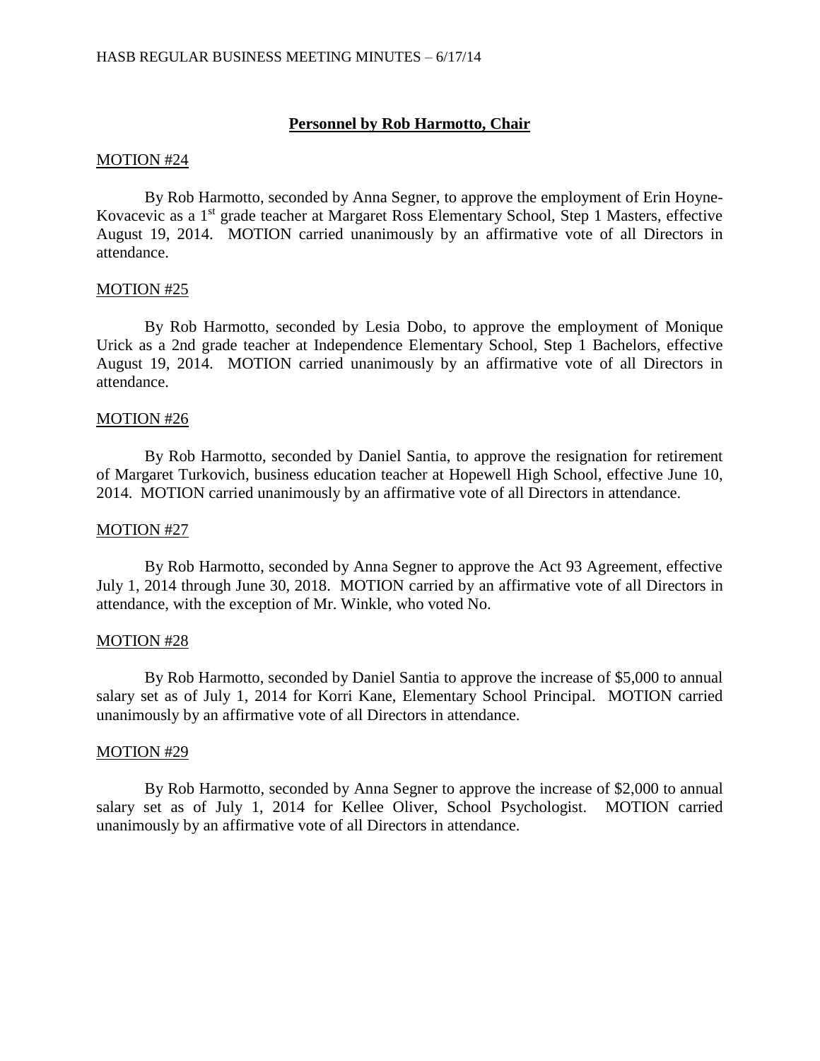## **Personnel by Rob Harmotto, Chair**

MOTION #24

By Rob Harmotto, seconded by Anna Segner, to approve the employment of Erin Hoyne-Kovacevic as a 1st grade teacher at Margaret Ross Elementary School, Step 1 Masters, effective August 19, 2014. MOTION carried unanimously by an affirmative vote of all Directors in attendance.

MOTION #25

By Rob Harmotto, seconded by Lesia Dobo, to approve the employment of Monique Urick as a 2nd grade teacher at Independence Elementary School, Step 1 Bachelors, effective August 19, 2014. MOTION carried unanimously by an affirmative vote of all Directors in attendance.

MOTION #26

By Rob Harmotto, seconded by Daniel Santia, to approve the resignation for retirement of Margaret Turkovich, business education teacher at Hopewell High School, effective June 10, 2014. MOTION carried unanimously by an affirmative vote of all Directors in attendance.

MOTION #27

By Rob Harmotto, seconded by Anna Segner to approve the Act 93 Agreement, effective July 1, 2014 through June 30, 2018. MOTION carried by an affirmative vote of all Directors in attendance, with the exception of Mr. Winkle, who voted No.

MOTION #28

By Rob Harmotto, seconded by Daniel Santia to approve the increase of $5,000 to annual salary set as of July 1, 2014 for Korri Kane, Elementary School Principal. MOTION carried unanimously by an affirmative vote of all Directors in attendance.

MOTION #29

By Rob Harmotto, seconded by Anna Segner to approve the increase of $2,000 to annual salary set as of July 1, 2014 for Kellee Oliver, School Psychologist. MOTION carried unanimously by an affirmative vote of all Directors in attendance.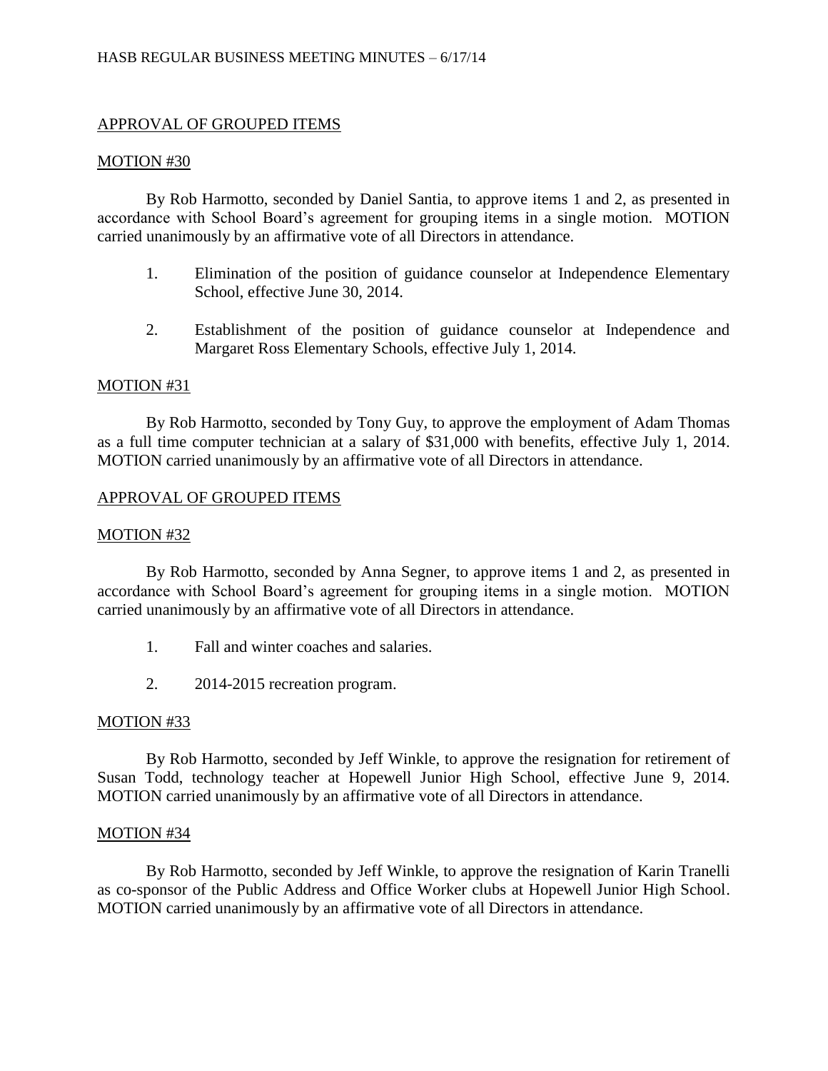APPROVAL OF GROUPED ITEMS

MOTION #30

By Rob Harmotto, seconded by Daniel Santia, to approve items 1 and 2, as presented in accordance with School Board's agreement for grouping items in a single motion. MOTION carried unanimously by an affirmative vote of all Directors in attendance.

1. Elimination of the position of guidance counselor at Independence Elementary School, effective June 30, 2014.

2. Establishment of the position of guidance counselor at Independence and Margaret Ross Elementary Schools, effective July 1, 2014.

MOTION #31

By Rob Harmotto, seconded by Tony Guy, to approve the employment of Adam Thomas as a full time computer technician at a salary of $31,000 with benefits, effective July 1, 2014. MOTION carried unanimously by an affirmative vote of all Directors in attendance.

APPROVAL OF GROUPED ITEMS

MOTION #32

By Rob Harmotto, seconded by Anna Segner, to approve items 1 and 2, as presented in accordance with School Board's agreement for grouping items in a single motion. MOTION carried unanimously by an affirmative vote of all Directors in attendance.

1. Fall and winter coaches and salaries.

2. 2014-2015 recreation program.

MOTION #33

By Rob Harmotto, seconded by Jeff Winkle, to approve the resignation for retirement of Susan Todd, technology teacher at Hopewell Junior High School, effective June 9, 2014. MOTION carried unanimously by an affirmative vote of all Directors in attendance.

MOTION #34

By Rob Harmotto, seconded by Jeff Winkle, to approve the resignation of Karin Tranelli as co-sponsor of the Public Address and Office Worker clubs at Hopewell Junior High School. MOTION carried unanimously by an affirmative vote of all Directors in attendance.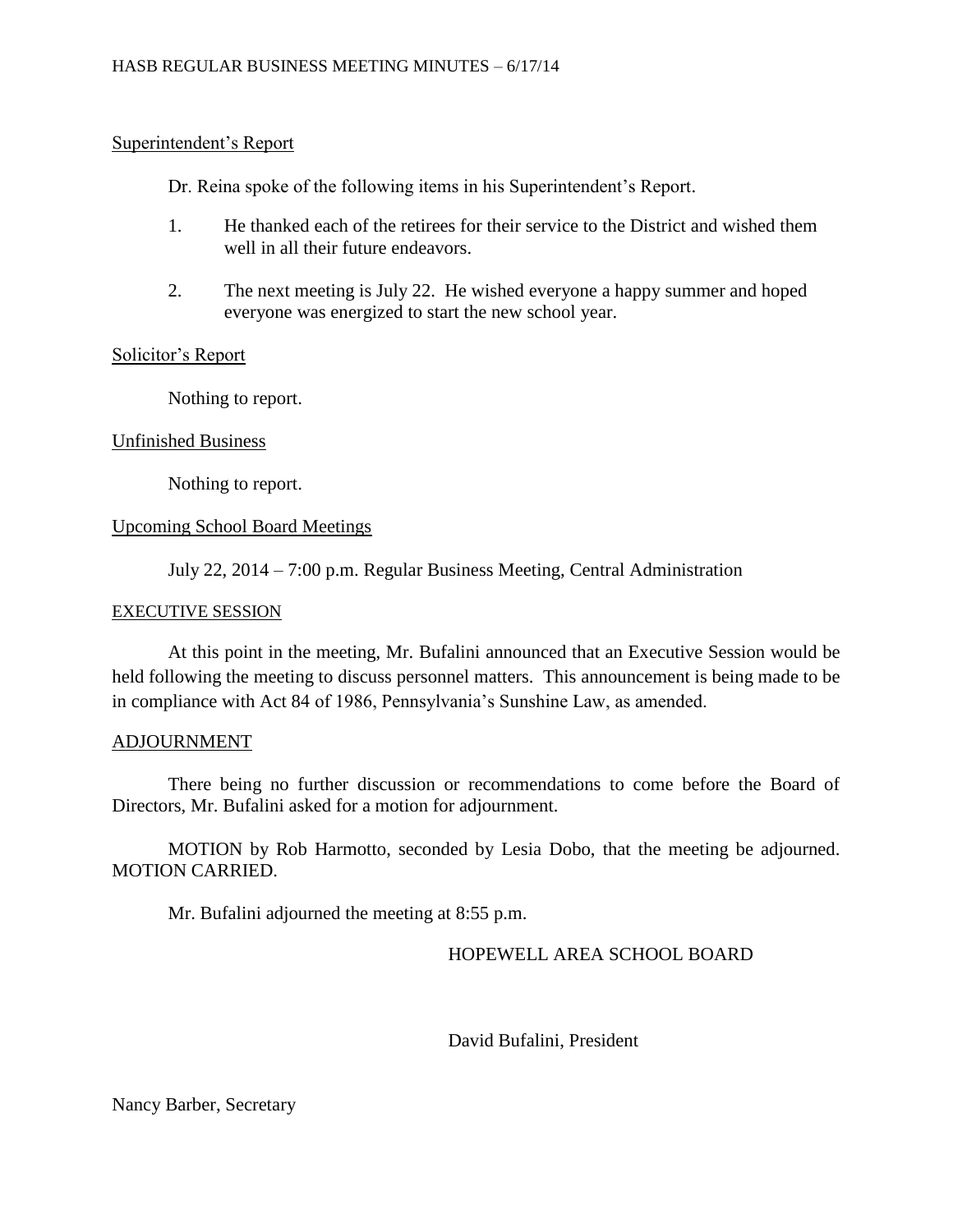Superintendent's Report

Dr. Reina spoke of the following items in his Superintendent's Report.

1. He thanked each of the retirees for their service to the District and wished them well in all their future endeavors.

2. The next meeting is July 22. He wished everyone a happy summer and hoped everyone was energized to start the new school year.

Solicitor's Report

Nothing to report.

Unfinished Business

Nothing to report.

Upcoming School Board Meetings

July 22, 2014 – 7:00 p.m. Regular Business Meeting, Central Administration

EXECUTIVE SESSION

At this point in the meeting, Mr. Bufalini announced that an Executive Session would be held following the meeting to discuss personnel matters. This announcement is being made to be in compliance with Act 84 of 1986, Pennsylvania's Sunshine Law, as amended.

ADJOURNMENT

There being no further discussion or recommendations to come before the Board of Directors, Mr. Bufalini asked for a motion for adjournment.

MOTION by Rob Harmotto, seconded by Lesia Dobo, that the meeting be adjourned. MOTION CARRIED.

Mr. Bufalini adjourned the meeting at 8:55 p.m.

HOPEWELL AREA SCHOOL BOARD

David Bufalini, President

Nancy Barber, Secretary